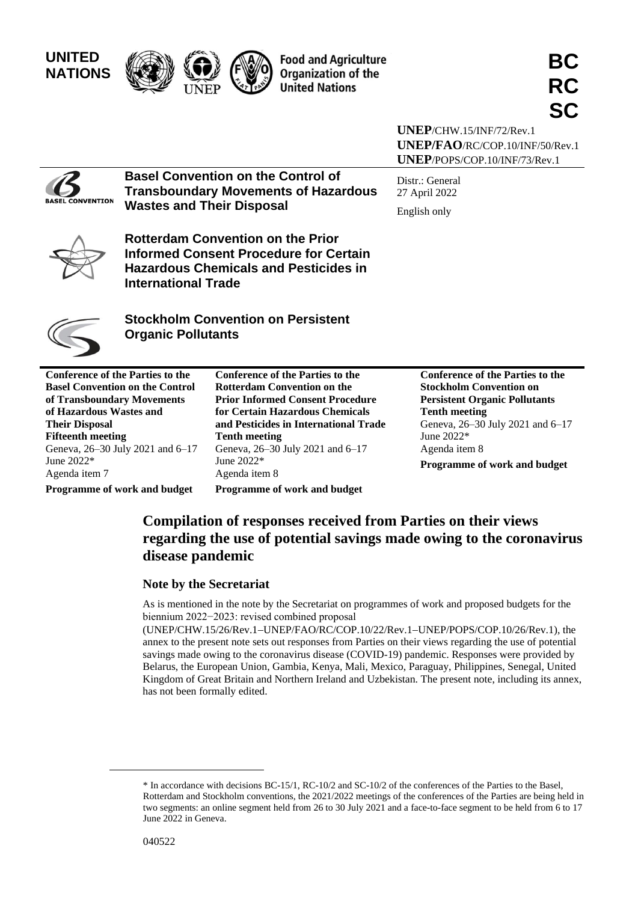UNITED NATIONS

Food and Agriculture Organization of the United Nations

**BC RC SC**

**UNEP**/CHW.15/INF/72/Rev.1
**UNEP/FAO**/RC/COP.10/INF/50/Rev.1
**UNEP**/POPS/COP.10/INF/73/Rev.1

**Basel Convention on the Control of Transboundary Movements of Hazardous Wastes and Their Disposal**

**Rotterdam Convention on the Prior Informed Consent Procedure for Certain Hazardous Chemicals and Pesticides in International Trade**

**Stockholm Convention on Persistent Organic Pollutants**

Distr.: General
27 April 2022

English only

**Conference of the Parties to the Basel Convention on the Control of Transboundary Movements of Hazardous Wastes and Their Disposal**
**Fifteenth meeting**
Geneva, 26–30 July 2021 and 6–17 June 2022*
Agenda item 7
**Programme of work and budget**

**Conference of the Parties to the Rotterdam Convention on the Prior Informed Consent Procedure for Certain Hazardous Chemicals and Pesticides in International Trade**
**Tenth meeting**
Geneva, 26–30 July 2021 and 6–17 June 2022*
Agenda item 8
**Programme of work and budget**

**Conference of the Parties to the Stockholm Convention on Persistent Organic Pollutants**
**Tenth meeting**
Geneva, 26–30 July 2021 and 6–17 June 2022*
Agenda item 8
**Programme of work and budget**

# Compilation of responses received from Parties on their views regarding the use of potential savings made owing to the coronavirus disease pandemic

## Note by the Secretariat

As is mentioned in the note by the Secretariat on programmes of work and proposed budgets for the biennium 2022−2023: revised combined proposal (UNEP/CHW.15/26/Rev.1–UNEP/FAO/RC/COP.10/22/Rev.1–UNEP/POPS/COP.10/26/Rev.1), the annex to the present note sets out responses from Parties on their views regarding the use of potential savings made owing to the coronavirus disease (COVID-19) pandemic. Responses were provided by Belarus, the European Union, Gambia, Kenya, Mali, Mexico, Paraguay, Philippines, Senegal, United Kingdom of Great Britain and Northern Ireland and Uzbekistan. The present note, including its annex, has not been formally edited.

---

\* In accordance with decisions BC-15/1, RC-10/2 and SC-10/2 of the conferences of the Parties to the Basel, Rotterdam and Stockholm conventions, the 2021/2022 meetings of the conferences of the Parties are being held in two segments: an online segment held from 26 to 30 July 2021 and a face-to-face segment to be held from 6 to 17 June 2022 in Geneva.

040522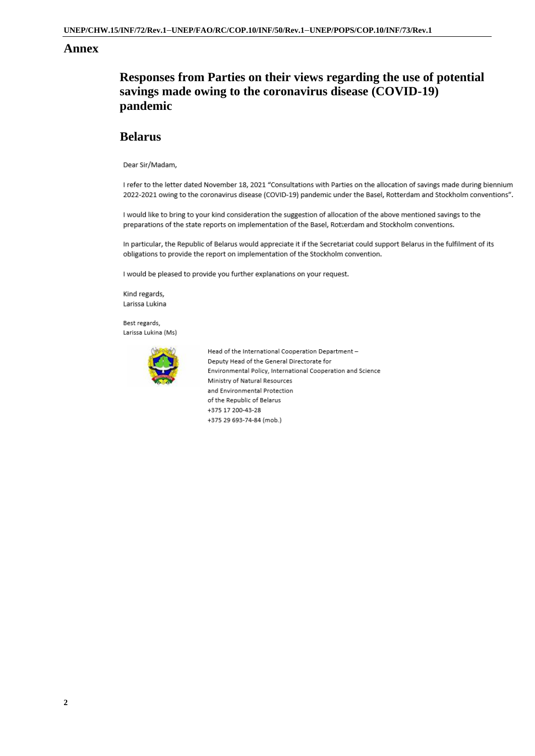# Annex

## Responses from Parties on their views regarding the use of potential savings made owing to the coronavirus disease (COVID-19) pandemic

## Belarus

Dear Sir/Madam,

I refer to the letter dated November 18, 2021 "Consultations with Parties on the allocation of savings made during biennium 2022-2021 owing to the coronavirus disease (COVID-19) pandemic under the Basel, Rotterdam and Stockholm conventions".

I would like to bring to your kind consideration the suggestion of allocation of the above mentioned savings to the preparations of the state reports on implementation of the Basel, Rotterdam and Stockholm conventions.

In particular, the Republic of Belarus would appreciate it if the Secretariat could support Belarus in the fulfilment of its obligations to provide the report on implementation of the Stockholm convention.

I would be pleased to provide you further explanations on your request.

Kind regards,
Larissa Lukina

Best regards,
Larissa Lukina (Ms)

Head of the International Cooperation Department –
Deputy Head of the General Directorate for
Environmental Policy, International Cooperation and Science
Ministry of Natural Resources
and Environmental Protection
of the Republic of Belarus
+375 17 200-43-28
+375 29 693-74-84 (mob.)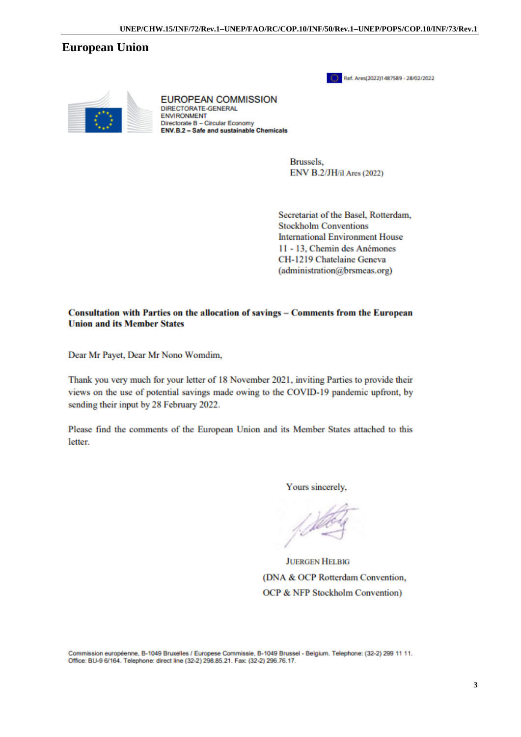# European Union

Ref. Ares(2022)1487589 - 28/02/2022

EUROPEAN COMMISSION
DIRECTORATE-GENERAL
ENVIRONMENT
Directorate B – Circular Economy
**ENV.B.2 – Safe and sustainable Chemicals**

Brussels,
ENV B.2/JH/il Ares (2022)

Secretariat of the Basel, Rotterdam, Stockholm Conventions
International Environment House
11 - 13, Chemin des Anémones
CH-1219 Chatelaine Geneva
(administration@brsmeas.org)

**Consultation with Parties on the allocation of savings – Comments from the European Union and its Member States**

Dear Mr Payet, Dear Mr Nono Womdim,

Thank you very much for your letter of 18 November 2021, inviting Parties to provide their views on the use of potential savings made owing to the COVID-19 pandemic upfront, by sending their input by 28 February 2022.

Please find the comments of the European Union and its Member States attached to this letter.

Yours sincerely,

JUERGEN HELBIG
(DNA & OCP Rotterdam Convention,
OCP & NFP Stockholm Convention)

Commission européenne, B-1049 Bruxelles / Europese Commissie, B-1049 Brussel - Belgium. Telephone: (32-2) 299 11 11.
Office: BU-9 6/164. Telephone: direct line (32-2) 298.85.21. Fax: (32-2) 296.76.17.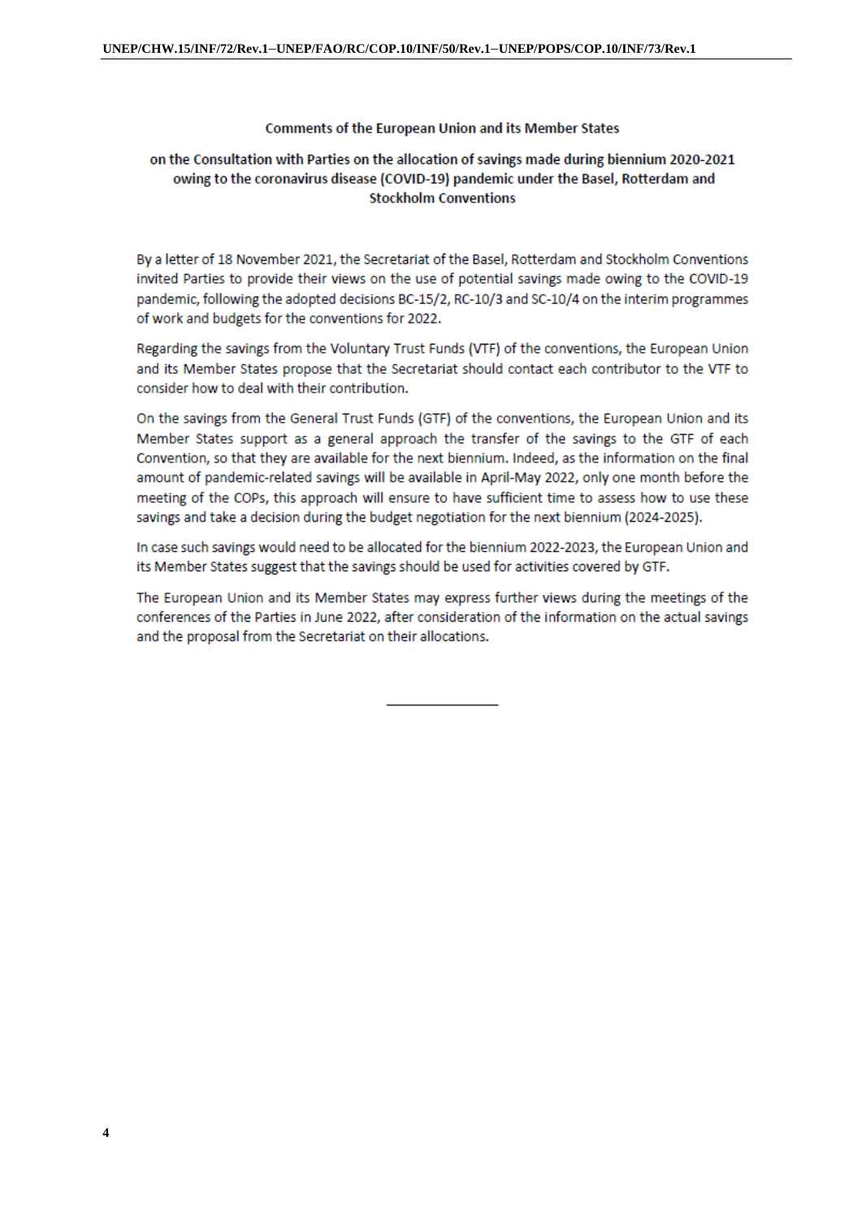**Comments of the European Union and its Member States**

**on the Consultation with Parties on the allocation of savings made during biennium 2020-2021 owing to the coronavirus disease (COVID-19) pandemic under the Basel, Rotterdam and Stockholm Conventions**

By a letter of 18 November 2021, the Secretariat of the Basel, Rotterdam and Stockholm Conventions invited Parties to provide their views on the use of potential savings made owing to the COVID-19 pandemic, following the adopted decisions BC-15/2, RC-10/3 and SC-10/4 on the interim programmes of work and budgets for the conventions for 2022.

Regarding the savings from the Voluntary Trust Funds (VTF) of the conventions, the European Union and its Member States propose that the Secretariat should contact each contributor to the VTF to consider how to deal with their contribution.

On the savings from the General Trust Funds (GTF) of the conventions, the European Union and its Member States support as a general approach the transfer of the savings to the GTF of each Convention, so that they are available for the next biennium. Indeed, as the information on the final amount of pandemic-related savings will be available in April-May 2022, only one month before the meeting of the COPs, this approach will ensure to have sufficient time to assess how to use these savings and take a decision during the budget negotiation for the next biennium (2024-2025).

In case such savings would need to be allocated for the biennium 2022-2023, the European Union and its Member States suggest that the savings should be used for activities covered by GTF.

The European Union and its Member States may express further views during the meetings of the conferences of the Parties in June 2022, after consideration of the information on the actual savings and the proposal from the Secretariat on their allocations.

---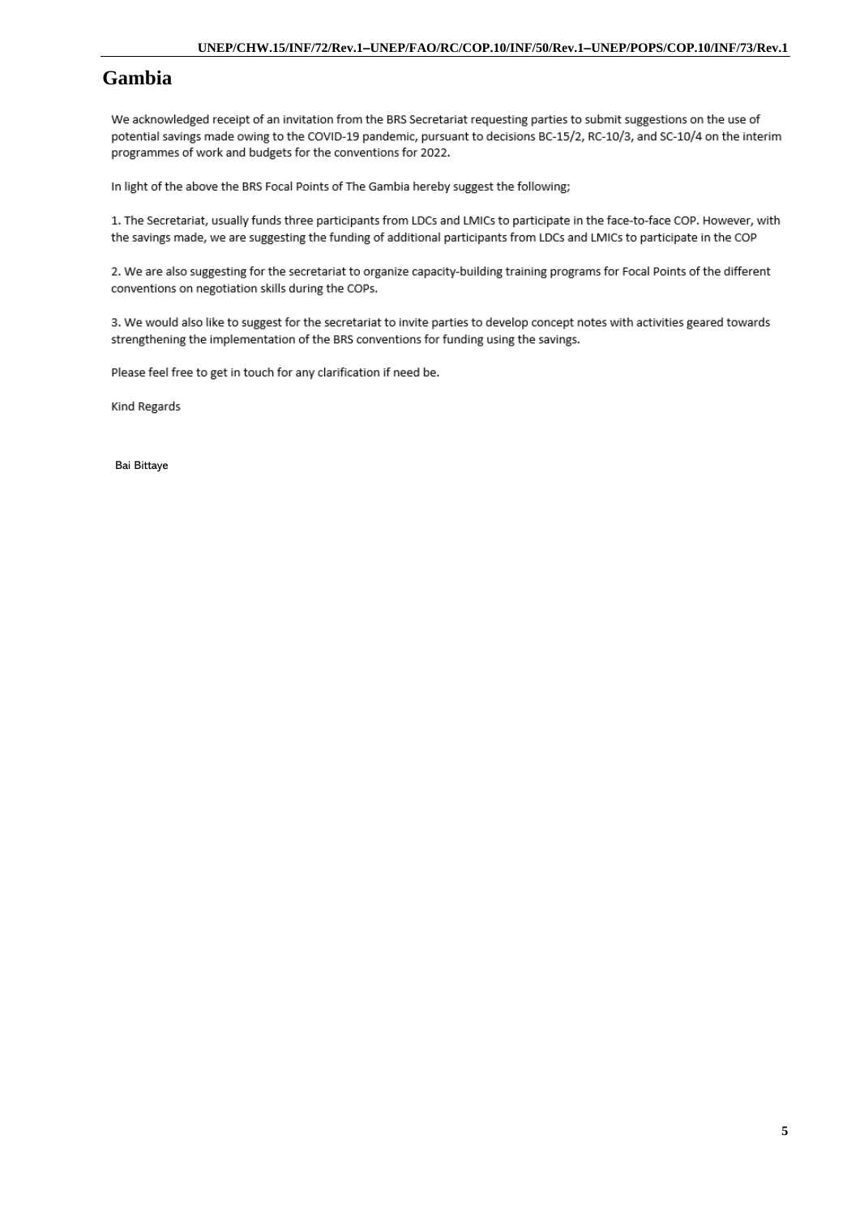# Gambia

We acknowledged receipt of an invitation from the BRS Secretariat requesting parties to submit suggestions on the use of potential savings made owing to the COVID-19 pandemic, pursuant to decisions BC-15/2, RC-10/3, and SC-10/4 on the interim programmes of work and budgets for the conventions for 2022.

In light of the above the BRS Focal Points of The Gambia hereby suggest the following;

1. The Secretariat, usually funds three participants from LDCs and LMICs to participate in the face-to-face COP. However, with the savings made, we are suggesting the funding of additional participants from LDCs and LMICs to participate in the COP

2. We are also suggesting for the secretariat to organize capacity-building training programs for Focal Points of the different conventions on negotiation skills during the COPs.

3. We would also like to suggest for the secretariat to invite parties to develop concept notes with activities geared towards strengthening the implementation of the BRS conventions for funding using the savings.

Please feel free to get in touch for any clarification if need be.

Kind Regards

Bai Bittaye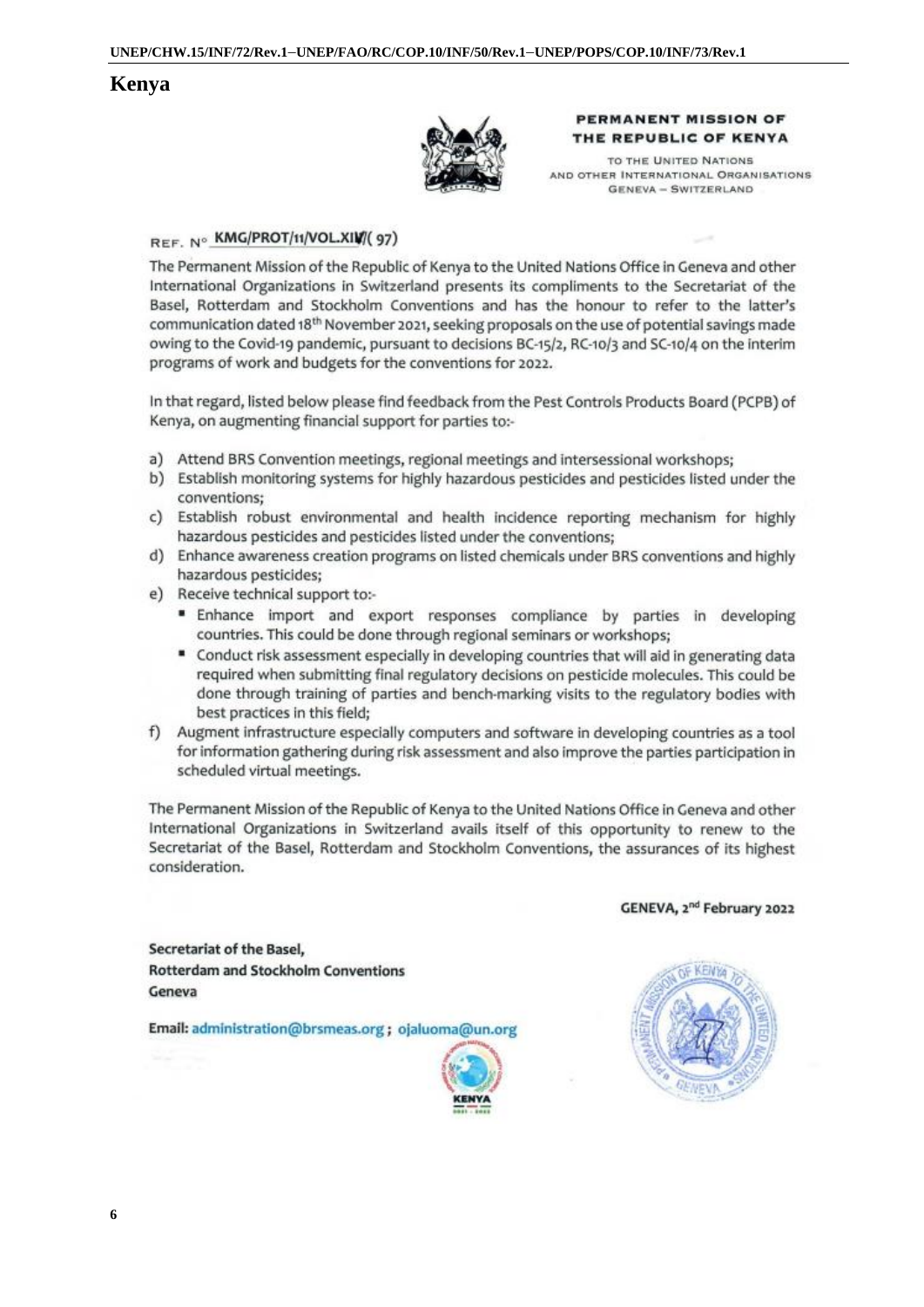# Kenya

**PERMANENT MISSION OF THE REPUBLIC OF KENYA**

TO THE UNITED NATIONS AND OTHER INTERNATIONAL ORGANISATIONS GENEVA – SWITZERLAND

REF. N° KMG/PROT/11/VOL.XIV/( 97)

The Permanent Mission of the Republic of Kenya to the United Nations Office in Geneva and other International Organizations in Switzerland presents its compliments to the Secretariat of the Basel, Rotterdam and Stockholm Conventions and has the honour to refer to the latter's communication dated 18th November 2021, seeking proposals on the use of potential savings made owing to the Covid-19 pandemic, pursuant to decisions BC-15/2, RC-10/3 and SC-10/4 on the interim programs of work and budgets for the conventions for 2022.

In that regard, listed below please find feedback from the Pest Controls Products Board (PCPB) of Kenya, on augmenting financial support for parties to:-

a) Attend BRS Convention meetings, regional meetings and intersessional workshops;
b) Establish monitoring systems for highly hazardous pesticides and pesticides listed under the conventions;
c) Establish robust environmental and health incidence reporting mechanism for highly hazardous pesticides and pesticides listed under the conventions;
d) Enhance awareness creation programs on listed chemicals under BRS conventions and highly hazardous pesticides;
e) Receive technical support to:-
   - Enhance import and export responses compliance by parties in developing countries. This could be done through regional seminars or workshops;
   - Conduct risk assessment especially in developing countries that will aid in generating data required when submitting final regulatory decisions on pesticide molecules. This could be done through training of parties and bench-marking visits to the regulatory bodies with best practices in this field;
f) Augment infrastructure especially computers and software in developing countries as a tool for information gathering during risk assessment and also improve the parties participation in scheduled virtual meetings.

The Permanent Mission of the Republic of Kenya to the United Nations Office in Geneva and other International Organizations in Switzerland avails itself of this opportunity to renew to the Secretariat of the Basel, Rotterdam and Stockholm Conventions, the assurances of its highest consideration.

**GENEVA, 2nd February 2022**

**Secretariat of the Basel,**
**Rotterdam and Stockholm Conventions**
**Geneva**

**Email:** administration@brsmeas.org ; ojaluoma@un.org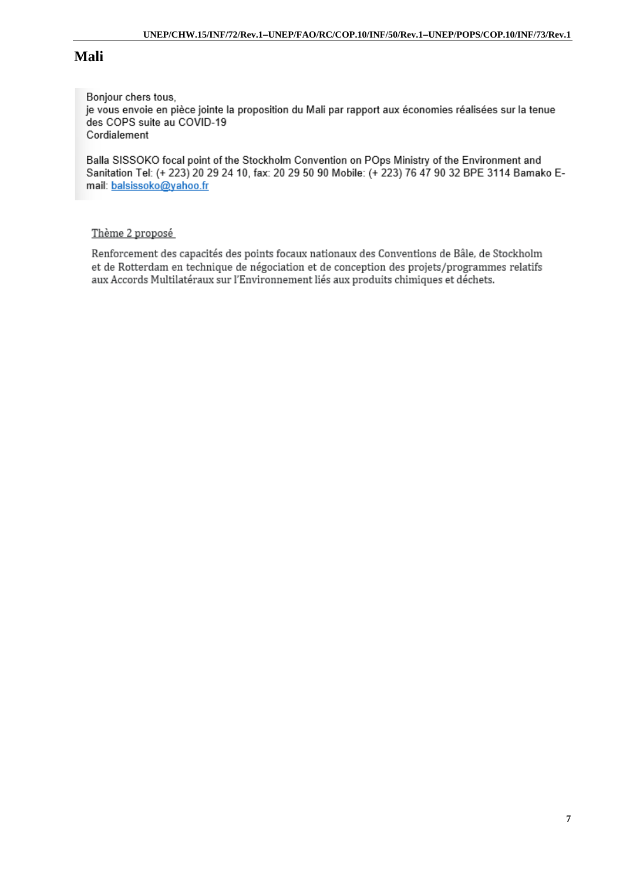# Mali

> Bonjour chers tous,
> je vous envoie en pièce jointe la proposition du Mali par rapport aux économies réalisées sur la tenue des COPS suite au COVID-19
> Cordialement
>
> Balla SISSOKO focal point of the Stockholm Convention on POps Ministry of the Environment and Sanitation Tel: (+ 223) 20 29 24 10, fax: 20 29 50 90 Mobile: (+ 223) 76 47 90 32 BPE 3114 Bamako E-mail: balsissoko@yahoo.fr

Thème 2 proposé

Renforcement des capacités des points focaux nationaux des Conventions de Bâle, de Stockholm et de Rotterdam en technique de négociation et de conception des projets/programmes relatifs aux Accords Multilatéraux sur l'Environnement liés aux produits chimiques et déchets.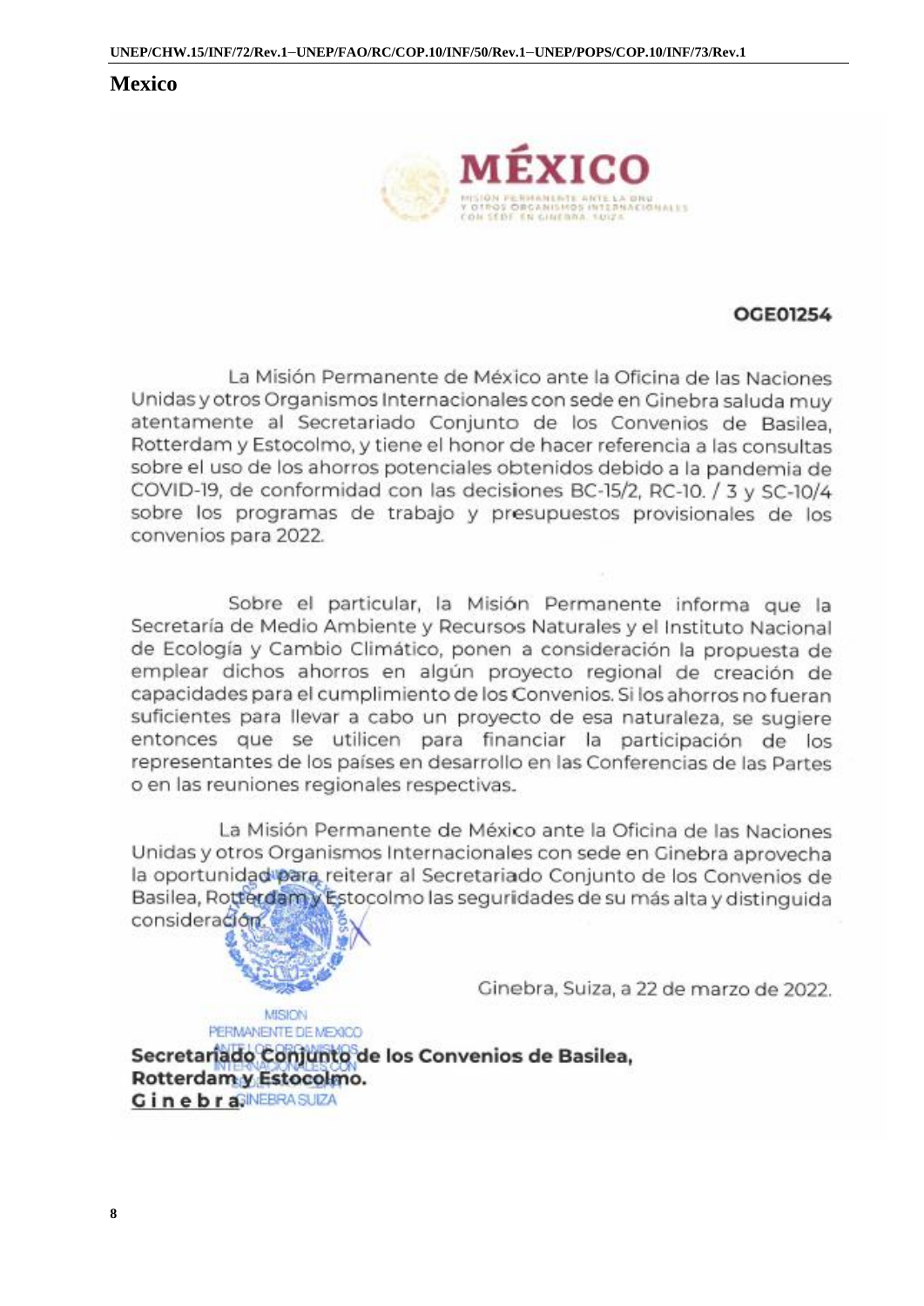# Mexico

**MÉXICO**

MISIÓN PERMANENTE ANTE LA ONU
Y OTROS ORGANISMOS INTERNACIONALES
CON SEDE EN GINEBRA, SUIZA

**OGE01254**

La Misión Permanente de México ante la Oficina de las Naciones Unidas y otros Organismos Internacionales con sede en Ginebra saluda muy atentamente al Secretariado Conjunto de los Convenios de Basilea, Rotterdam y Estocolmo, y tiene el honor de hacer referencia a las consultas sobre el uso de los ahorros potenciales obtenidos debido a la pandemia de COVID-19, de conformidad con las decisiones BC-15/2, RC-10. / 3 y SC-10/4 sobre los programas de trabajo y presupuestos provisionales de los convenios para 2022.

Sobre el particular, la Misión Permanente informa que la Secretaría de Medio Ambiente y Recursos Naturales y el Instituto Nacional de Ecología y Cambio Climático, ponen a consideración la propuesta de emplear dichos ahorros en algún proyecto regional de creación de capacidades para el cumplimiento de los Convenios. Si los ahorros no fueran suficientes para llevar a cabo un proyecto de esa naturaleza, se sugiere entonces que se utilicen para financiar la participación de los representantes de los países en desarrollo en las Conferencias de las Partes o en las reuniones regionales respectivas.

La Misión Permanente de México ante la Oficina de las Naciones Unidas y otros Organismos Internacionales con sede en Ginebra aprovecha la oportunidad para reiterar al Secretariado Conjunto de los Convenios de Basilea, Rotterdam y Estocolmo las seguridades de su más alta y distinguida consideración.

Ginebra, Suiza, a 22 de marzo de 2022.

MISION PERMANENTE DE MEXICO ANTE LOS ORGANISMOS INTERNACIONALES CON SEDE EN GINEBRA SUIZA

**Secretariado Conjunto de los Convenios de Basilea,**
**Rotterdam y Estocolmo.**
**Ginebra.**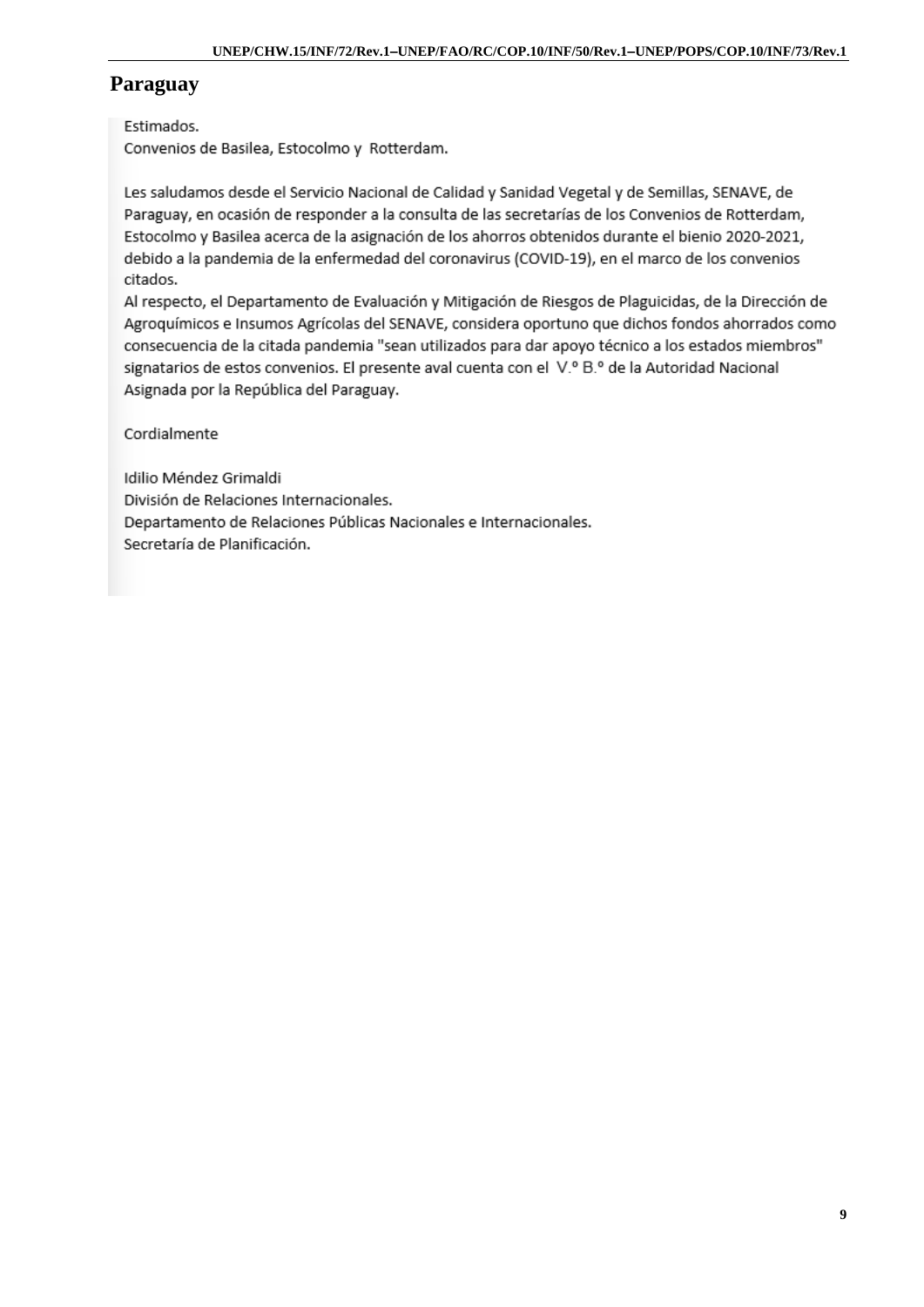# Paraguay

Estimados.
Convenios de Basilea, Estocolmo y Rotterdam.

Les saludamos desde el Servicio Nacional de Calidad y Sanidad Vegetal y de Semillas, SENAVE, de Paraguay, en ocasión de responder a la consulta de las secretarías de los Convenios de Rotterdam, Estocolmo y Basilea acerca de la asignación de los ahorros obtenidos durante el bienio 2020-2021, debido a la pandemia de la enfermedad del coronavirus (COVID-19), en el marco de los convenios citados.
Al respecto, el Departamento de Evaluación y Mitigación de Riesgos de Plaguicidas, de la Dirección de Agroquímicos e Insumos Agrícolas del SENAVE, considera oportuno que dichos fondos ahorrados como consecuencia de la citada pandemia "sean utilizados para dar apoyo técnico a los estados miembros" signatarios de estos convenios. El presente aval cuenta con el V.º B.º de la Autoridad Nacional Asignada por la República del Paraguay.

Cordialmente

Idilio Méndez Grimaldi
División de Relaciones Internacionales.
Departamento de Relaciones Públicas Nacionales e Internacionales.
Secretaría de Planificación.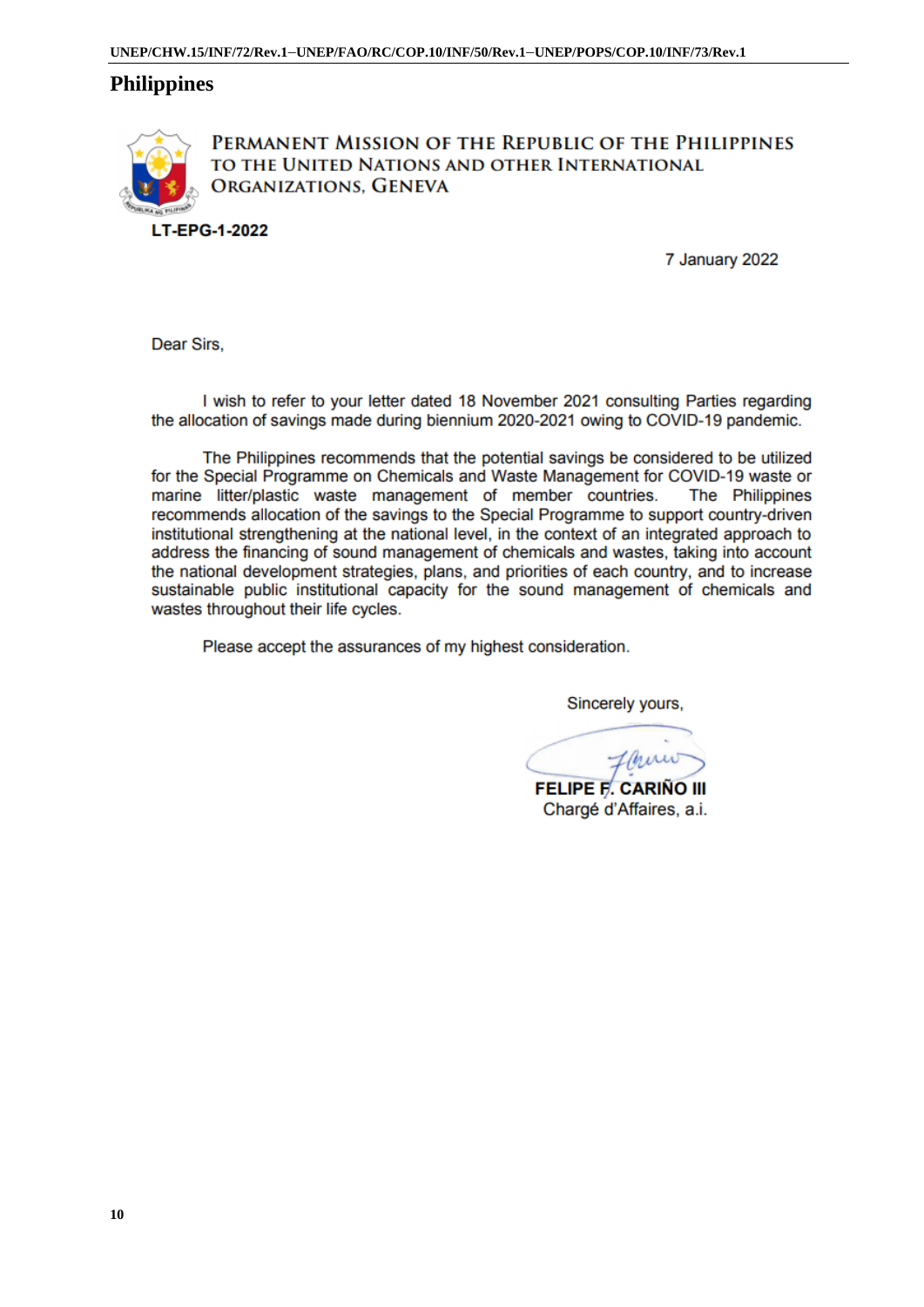## Philippines

PERMANENT MISSION OF THE REPUBLIC OF THE PHILIPPINES TO THE UNITED NATIONS AND OTHER INTERNATIONAL ORGANIZATIONS, GENEVA

**LT-EPG-1-2022**

7 January 2022

Dear Sirs,

I wish to refer to your letter dated 18 November 2021 consulting Parties regarding the allocation of savings made during biennium 2020-2021 owing to COVID-19 pandemic.

The Philippines recommends that the potential savings be considered to be utilized for the Special Programme on Chemicals and Waste Management for COVID-19 waste or marine litter/plastic waste management of member countries. The Philippines recommends allocation of the savings to the Special Programme to support country-driven institutional strengthening at the national level, in the context of an integrated approach to address the financing of sound management of chemicals and wastes, taking into account the national development strategies, plans, and priorities of each country, and to increase sustainable public institutional capacity for the sound management of chemicals and wastes throughout their life cycles.

Please accept the assurances of my highest consideration.

Sincerely yours,

**FELIPE F. CARIÑO III**
Chargé d'Affaires, a.i.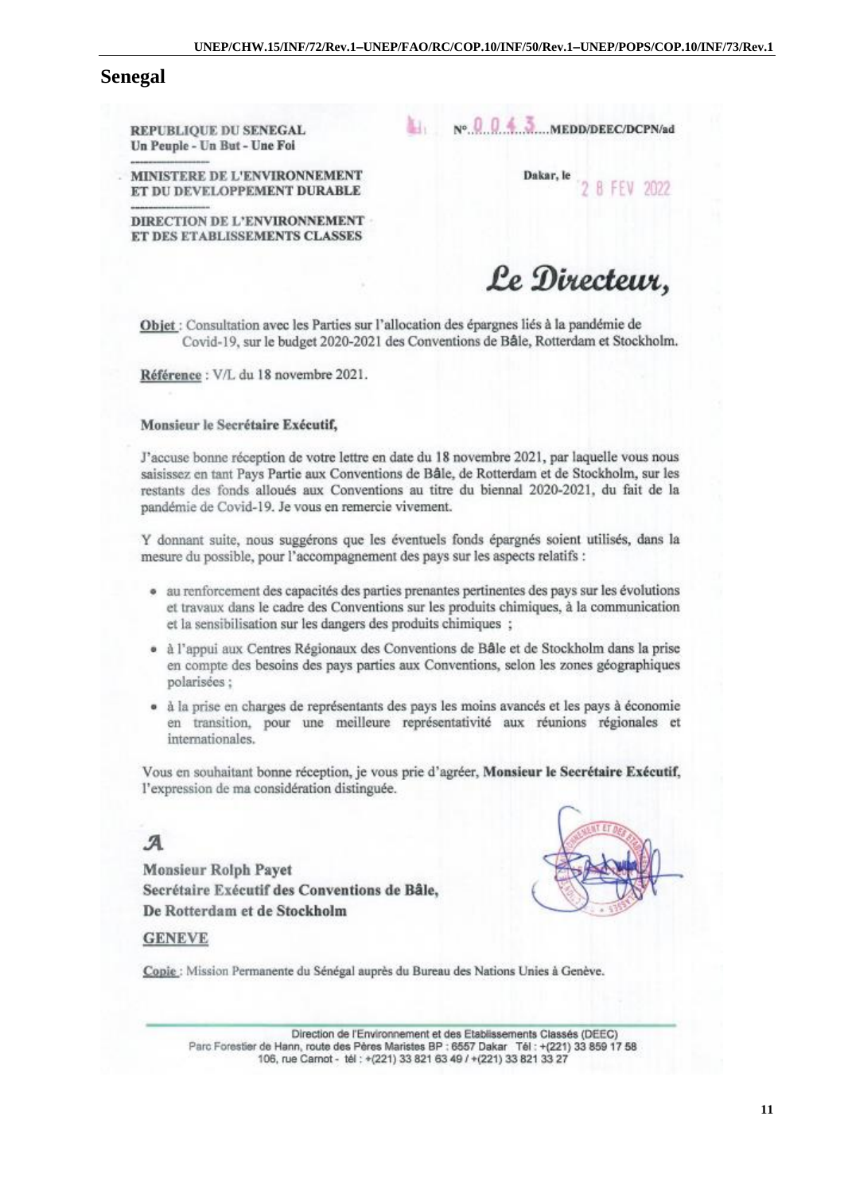# Senegal

**REPUBLIQUE DU SENEGAL**
Un Peuple - Un But - Une Foi

**MINISTERE DE L'ENVIRONNEMENT ET DU DEVELOPPEMENT DURABLE**

**DIRECTION DE L'ENVIRONNEMENT ET DES ETABLISSEMENTS CLASSES**

N°.0043.....**MEDD/DEEC/DCPN/ad**

**Dakar, le** 28 FEV 2022

## *Le Directeur,*

**Objet** : Consultation avec les Parties sur l'allocation des épargnes liés à la pandémie de Covid-19, sur le budget 2020-2021 des Conventions de Bâle, Rotterdam et Stockholm.

**Référence** : V/L du 18 novembre 2021.

**Monsieur le Secrétaire Exécutif,**

J'accuse bonne réception de votre lettre en date du 18 novembre 2021, par laquelle vous nous saisissez en tant Pays Partie aux Conventions de Bâle, de Rotterdam et de Stockholm, sur les restants des fonds alloués aux Conventions au titre du biennal 2020-2021, du fait de la pandémie de Covid-19. Je vous en remercie vivement.

Y donnant suite, nous suggérons que les éventuels fonds épargnés soient utilisés, dans la mesure du possible, pour l'accompagnement des pays sur les aspects relatifs :

- au renforcement des capacités des parties prenantes pertinentes des pays sur les évolutions et travaux dans le cadre des Conventions sur les produits chimiques, à la communication et la sensibilisation sur les dangers des produits chimiques ;
- à l'appui aux Centres Régionaux des Conventions de Bâle et de Stockholm dans la prise en compte des besoins des pays parties aux Conventions, selon les zones géographiques polarisées ;
- à la prise en charges de représentants des pays les moins avancés et les pays à économie en transition, pour une meilleure représentativité aux réunions régionales et internationales.

Vous en souhaitant bonne réception, je vous prie d'agréer, **Monsieur le Secrétaire Exécutif**, l'expression de ma considération distinguée.

*A*

**Monsieur Rolph Payet**
**Secrétaire Exécutif des Conventions de Bâle,**
**De Rotterdam et de Stockholm**

**GENEVE**

Copie : Mission Permanente du Sénégal auprès du Bureau des Nations Unies à Genève.

Direction de l'Environnement et des Etablissements Classés (DEEC)
Parc Forestier de Hann, route des Pères Maristes BP : 6557 Dakar Tél : +(221) 33 859 17 58
106, rue Carnot - tél : +(221) 33 821 63 49 / +(221) 33 821 33 27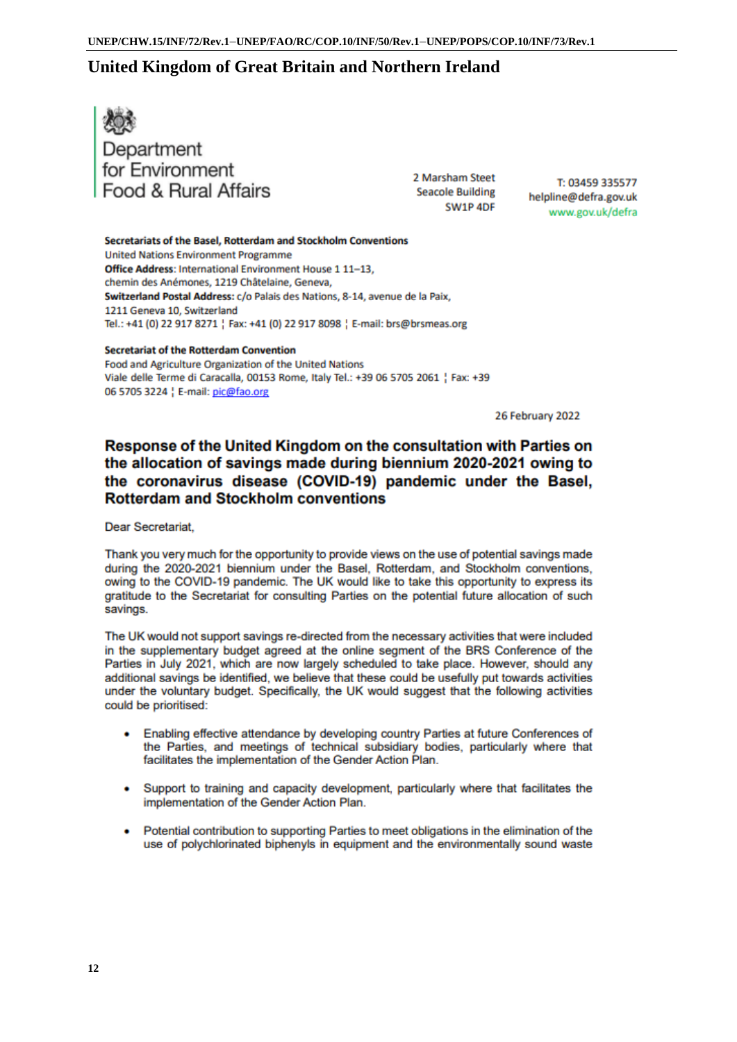# United Kingdom of Great Britain and Northern Ireland

Department
for Environment
Food & Rural Affairs

2 Marsham Steet
Seacole Building
SW1P 4DF

T: 03459 335577
helpline@defra.gov.uk
www.gov.uk/defra

**Secretariats of the Basel, Rotterdam and Stockholm Conventions**
United Nations Environment Programme
**Office Address**: International Environment House 1 11–13,
chemin des Anémones, 1219 Châtelaine, Geneva,
**Switzerland Postal Address:** c/o Palais des Nations, 8-14, avenue de la Paix,
1211 Geneva 10, Switzerland
Tel.: +41 (0) 22 917 8271 ¦ Fax: +41 (0) 22 917 8098 ¦ E-mail: brs@brsmeas.org

**Secretariat of the Rotterdam Convention**
Food and Agriculture Organization of the United Nations
Viale delle Terme di Caracalla, 00153 Rome, Italy Tel.: +39 06 5705 2061 ¦ Fax: +39
06 5705 3224 ¦ E-mail: pic@fao.org

26 February 2022

## Response of the United Kingdom on the consultation with Parties on the allocation of savings made during biennium 2020-2021 owing to the coronavirus disease (COVID-19) pandemic under the Basel, Rotterdam and Stockholm conventions

Dear Secretariat,

Thank you very much for the opportunity to provide views on the use of potential savings made during the 2020-2021 biennium under the Basel, Rotterdam, and Stockholm conventions, owing to the COVID-19 pandemic. The UK would like to take this opportunity to express its gratitude to the Secretariat for consulting Parties on the potential future allocation of such savings.

The UK would not support savings re-directed from the necessary activities that were included in the supplementary budget agreed at the online segment of the BRS Conference of the Parties in July 2021, which are now largely scheduled to take place. However, should any additional savings be identified, we believe that these could be usefully put towards activities under the voluntary budget. Specifically, the UK would suggest that the following activities could be prioritised:

- Enabling effective attendance by developing country Parties at future Conferences of the Parties, and meetings of technical subsidiary bodies, particularly where that facilitates the implementation of the Gender Action Plan.
- Support to training and capacity development, particularly where that facilitates the implementation of the Gender Action Plan.
- Potential contribution to supporting Parties to meet obligations in the elimination of the use of polychlorinated biphenyls in equipment and the environmentally sound waste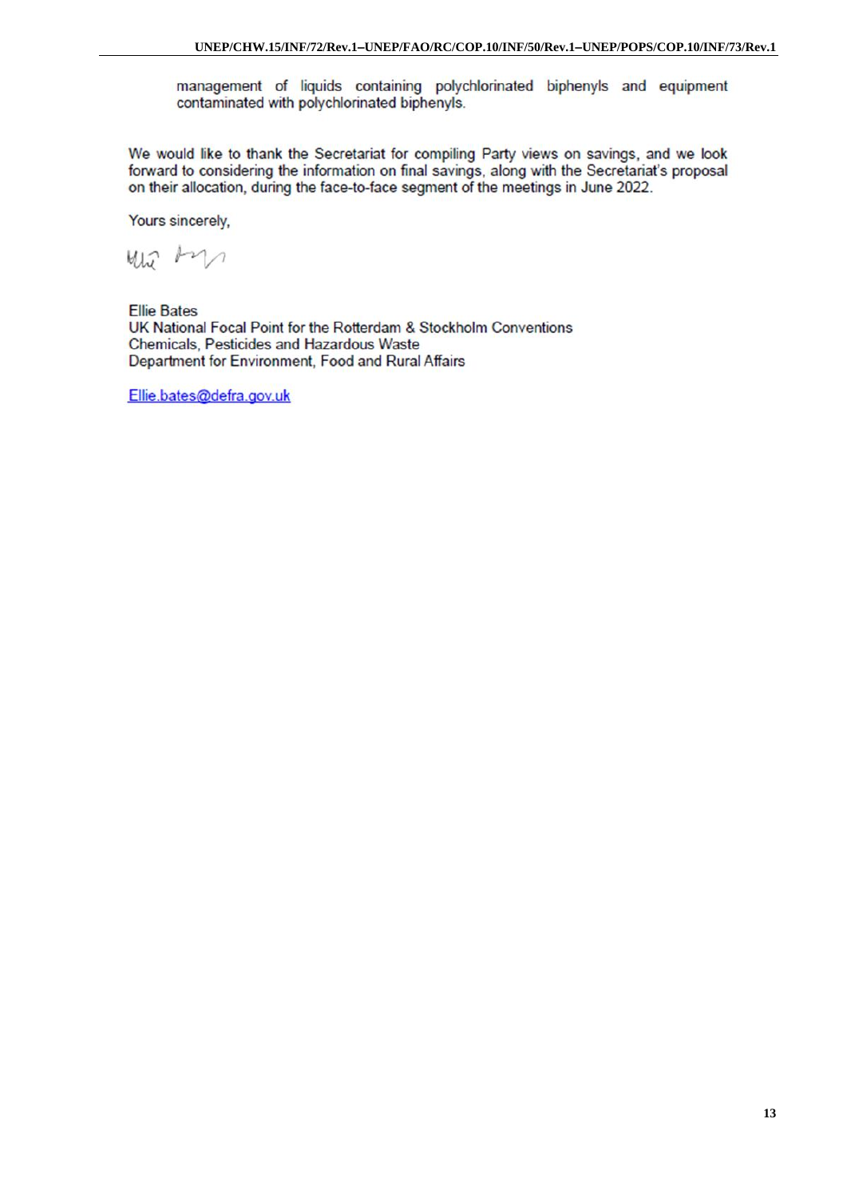management of liquids containing polychlorinated biphenyls and equipment contaminated with polychlorinated biphenyls.

We would like to thank the Secretariat for compiling Party views on savings, and we look forward to considering the information on final savings, along with the Secretariat's proposal on their allocation, during the face-to-face segment of the meetings in June 2022.

Yours sincerely,

Ellie Bates
UK National Focal Point for the Rotterdam & Stockholm Conventions
Chemicals, Pesticides and Hazardous Waste
Department for Environment, Food and Rural Affairs

Ellie.bates@defra.gov.uk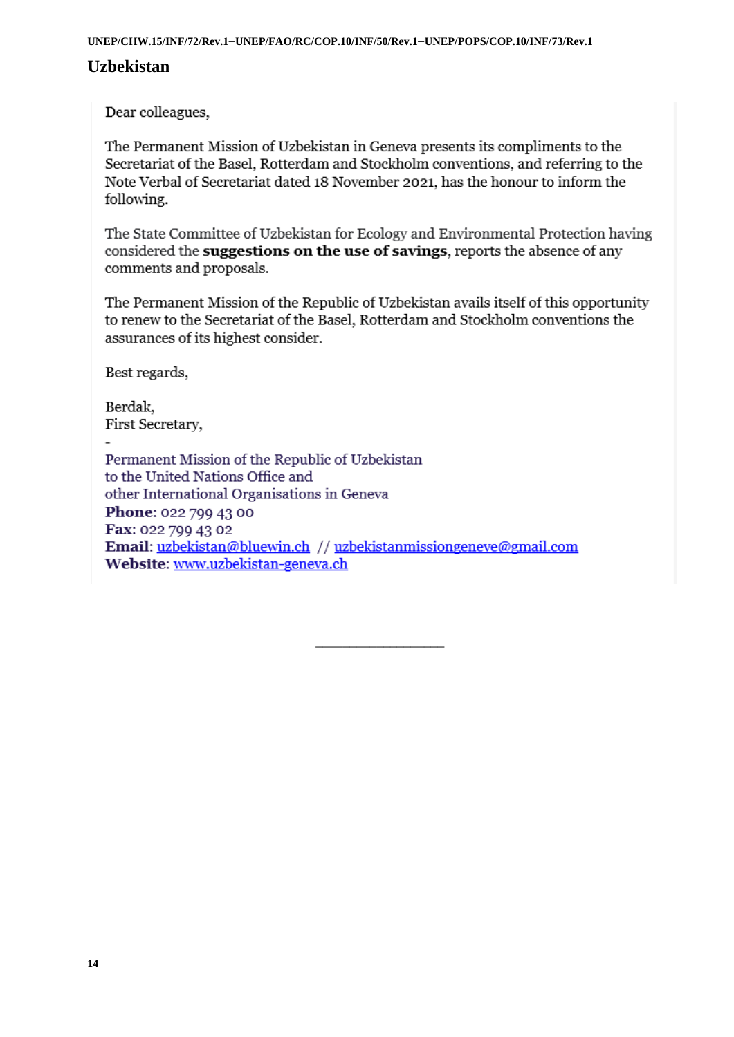## Uzbekistan

Dear colleagues,

The Permanent Mission of Uzbekistan in Geneva presents its compliments to the Secretariat of the Basel, Rotterdam and Stockholm conventions, and referring to the Note Verbal of Secretariat dated 18 November 2021, has the honour to inform the following.

The State Committee of Uzbekistan for Ecology and Environmental Protection having considered the **suggestions on the use of savings**, reports the absence of any comments and proposals.

The Permanent Mission of the Republic of Uzbekistan avails itself of this opportunity to renew to the Secretariat of the Basel, Rotterdam and Stockholm conventions the assurances of its highest consider.

Best regards,

Berdak,
First Secretary,
-
Permanent Mission of the Republic of Uzbekistan
to the United Nations Office and
other International Organisations in Geneva
**Phone**: 022 799 43 00
**Fax**: 022 799 43 02
**Email**: uzbekistan@bluewin.ch // uzbekistanmissiongeneve@gmail.com
**Website**: www.uzbekistan-geneva.ch